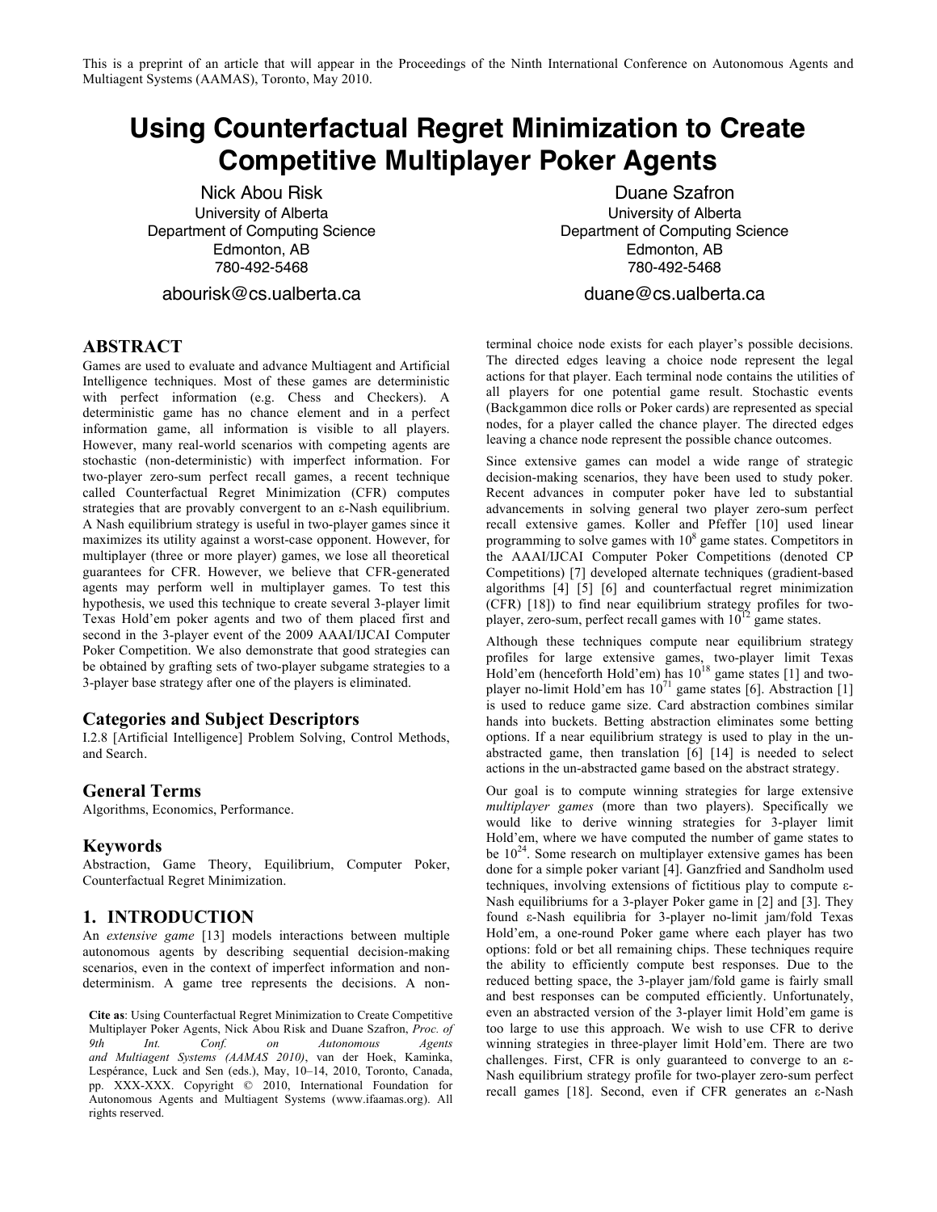This is a preprint of an article that will appear in the Proceedings of the Ninth International Conference on Autonomous Agents and Multiagent Systems (AAMAS), Toronto, May 2010.

# Using Counterfactual Regret Minimization to Create Competitive Multiplayer Poker Agents

Nick Abou Risk
University of Alberta
Department of Computing Science
Edmonton, AB
780-492-5468
abourisk@cs.ualberta.ca

Duane Szafron
University of Alberta
Department of Computing Science
Edmonton, AB
780-492-5468
duane@cs.ualberta.ca

## ABSTRACT

Games are used to evaluate and advance Multiagent and Artificial Intelligence techniques. Most of these games are deterministic with perfect information (e.g. Chess and Checkers). A deterministic game has no chance element and in a perfect information game, all information is visible to all players. However, many real-world scenarios with competing agents are stochastic (non-deterministic) with imperfect information. For two-player zero-sum perfect recall games, a recent technique called Counterfactual Regret Minimization (CFR) computes strategies that are provably convergent to an ε-Nash equilibrium. A Nash equilibrium strategy is useful in two-player games since it maximizes its utility against a worst-case opponent. However, for multiplayer (three or more player) games, we lose all theoretical guarantees for CFR. However, we believe that CFR-generated agents may perform well in multiplayer games. To test this hypothesis, we used this technique to create several 3-player limit Texas Hold'em poker agents and two of them placed first and second in the 3-player event of the 2009 AAAI/IJCAI Computer Poker Competition. We also demonstrate that good strategies can be obtained by grafting sets of two-player subgame strategies to a 3-player base strategy after one of the players is eliminated.

### Categories and Subject Descriptors

I.2.8 [Artificial Intelligence] Problem Solving, Control Methods, and Search.

### General Terms

Algorithms, Economics, Performance.

### Keywords

Abstraction, Game Theory, Equilibrium, Computer Poker, Counterfactual Regret Minimization.

## 1. INTRODUCTION

An *extensive game* [13] models interactions between multiple autonomous agents by describing sequential decision-making scenarios, even in the context of imperfect information and non-determinism. A game tree represents the decisions. A non-terminal choice node exists for each player's possible decisions. The directed edges leaving a choice node represent the legal actions for that player. Each terminal node contains the utilities of all players for one potential game result. Stochastic events (Backgammon dice rolls or Poker cards) are represented as special nodes, for a player called the chance player. The directed edges leaving a chance node represent the possible chance outcomes.

Since extensive games can model a wide range of strategic decision-making scenarios, they have been used to study poker. Recent advances in computer poker have led to substantial advancements in solving general two player zero-sum perfect recall extensive games. Koller and Pfeffer [10] used linear programming to solve games with $10^8$ game states. Competitors in the AAAI/IJCAI Computer Poker Competitions (denoted CP Competitions) [7] developed alternate techniques (gradient-based algorithms [4] [5] [6] and counterfactual regret minimization (CFR) [18]) to find near equilibrium strategy profiles for two-player, zero-sum, perfect recall games with $10^{12}$ game states.

Although these techniques compute near equilibrium strategy profiles for large extensive games, two-player limit Texas Hold'em (henceforth Hold'em) has $10^{18}$ game states [1] and two-player no-limit Hold'em has $10^{71}$ game states [6]. Abstraction [1] is used to reduce game size. Card abstraction combines similar hands into buckets. Betting abstraction eliminates some betting options. If a near equilibrium strategy is used to play in the un-abstracted game, then translation [6] [14] is needed to select actions in the un-abstracted game based on the abstract strategy.

Our goal is to compute winning strategies for large extensive *multiplayer games* (more than two players). Specifically we would like to derive winning strategies for 3-player limit Hold'em, where we have computed the number of game states to be $10^{24}$. Some research on multiplayer extensive games has been done for a simple poker variant [4]. Ganzfried and Sandholm used techniques, involving extensions of fictitious play to compute ε-Nash equilibriums for a 3-player Poker game in [2] and [3]. They found ε-Nash equilibria for 3-player no-limit jam/fold Texas Hold'em, a one-round Poker game where each player has two options: fold or bet all remaining chips. These techniques require the ability to efficiently compute best responses. Due to the reduced betting space, the 3-player jam/fold game is fairly small and best responses can be computed efficiently. Unfortunately, even an abstracted version of the 3-player limit Hold'em game is too large to use this approach. We wish to use CFR to derive winning strategies in three-player limit Hold'em. There are two challenges. First, CFR is only guaranteed to converge to an ε-Nash equilibrium strategy profile for two-player zero-sum perfect recall games [18]. Second, even if CFR generates an ε-Nash

**Cite as**: Using Counterfactual Regret Minimization to Create Competitive Multiplayer Poker Agents, Nick Abou Risk and Duane Szafron, *Proc. of 9th Int. Conf. on Autonomous Agents and Multiagent Systems (AAMAS 2010)*, van der Hoek, Kaminka, Lespérance, Luck and Sen (eds.), May, 10–14, 2010, Toronto, Canada, pp. XXX-XXX. Copyright © 2010, International Foundation for Autonomous Agents and Multiagent Systems (www.ifaamas.org). All rights reserved.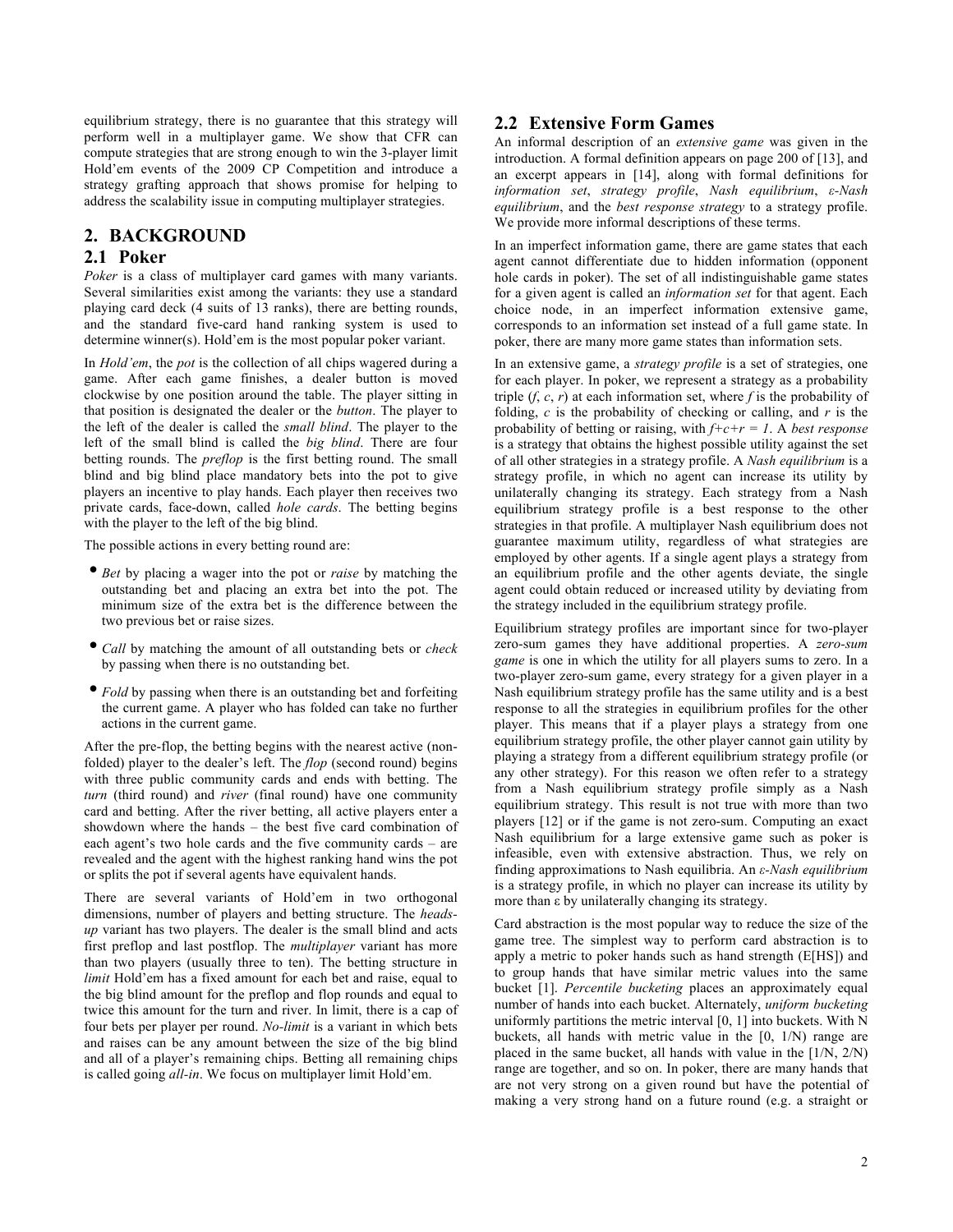equilibrium strategy, there is no guarantee that this strategy will perform well in a multiplayer game. We show that CFR can compute strategies that are strong enough to win the 3-player limit Hold'em events of the 2009 CP Competition and introduce a strategy grafting approach that shows promise for helping to address the scalability issue in computing multiplayer strategies.

## 2. BACKGROUND

### 2.1 Poker

*Poker* is a class of multiplayer card games with many variants. Several similarities exist among the variants: they use a standard playing card deck (4 suits of 13 ranks), there are betting rounds, and the standard five-card hand ranking system is used to determine winner(s). Hold'em is the most popular poker variant.

In *Hold'em*, the *pot* is the collection of all chips wagered during a game. After each game finishes, a dealer button is moved clockwise by one position around the table. The player sitting in that position is designated the dealer or the *button*. The player to the left of the dealer is called the *small blind*. The player to the left of the small blind is called the *big blind*. There are four betting rounds. The *preflop* is the first betting round. The small blind and big blind place mandatory bets into the pot to give players an incentive to play hands. Each player then receives two private cards, face-down, called *hole cards*. The betting begins with the player to the left of the big blind.

The possible actions in every betting round are:

- *Bet* by placing a wager into the pot or *raise* by matching the outstanding bet and placing an extra bet into the pot. The minimum size of the extra bet is the difference between the two previous bet or raise sizes.
- *Call* by matching the amount of all outstanding bets or *check* by passing when there is no outstanding bet.
- *Fold* by passing when there is an outstanding bet and forfeiting the current game. A player who has folded can take no further actions in the current game.

After the pre-flop, the betting begins with the nearest active (non-folded) player to the dealer's left. The *flop* (second round) begins with three public community cards and ends with betting. The *turn* (third round) and *river* (final round) have one community card and betting. After the river betting, all active players enter a showdown where the hands – the best five card combination of each agent's two hole cards and the five community cards – are revealed and the agent with the highest ranking hand wins the pot or splits the pot if several agents have equivalent hands.

There are several variants of Hold'em in two orthogonal dimensions, number of players and betting structure. The *heads-up* variant has two players. The dealer is the small blind and acts first preflop and last postflop. The *multiplayer* variant has more than two players (usually three to ten). The betting structure in *limit* Hold'em has a fixed amount for each bet and raise, equal to the big blind amount for the preflop and flop rounds and equal to twice this amount for the turn and river. In limit, there is a cap of four bets per player per round. *No-limit* is a variant in which bets and raises can be any amount between the size of the big blind and all of a player's remaining chips. Betting all remaining chips is called going *all-in*. We focus on multiplayer limit Hold'em.

### 2.2 Extensive Form Games

An informal description of an *extensive game* was given in the introduction. A formal definition appears on page 200 of [13], and an excerpt appears in [14], along with formal definitions for *information set*, *strategy profile*, *Nash equilibrium*, *ε-Nash equilibrium*, and the *best response strategy* to a strategy profile. We provide more informal descriptions of these terms.

In an imperfect information game, there are game states that each agent cannot differentiate due to hidden information (opponent hole cards in poker). The set of all indistinguishable game states for a given agent is called an *information set* for that agent. Each choice node, in an imperfect information extensive game, corresponds to an information set instead of a full game state. In poker, there are many more game states than information sets.

In an extensive game, a *strategy profile* is a set of strategies, one for each player. In poker, we represent a strategy as a probability triple ($f$, $c$, $r$) at each information set, where $f$ is the probability of folding, $c$ is the probability of checking or calling, and $r$ is the probability of betting or raising, with $f+c+r = 1$. A *best response* is a strategy that obtains the highest possible utility against the set of all other strategies in a strategy profile. A *Nash equilibrium* is a strategy profile, in which no agent can increase its utility by unilaterally changing its strategy. Each strategy from a Nash equilibrium strategy profile is a best response to the other strategies in that profile. A multiplayer Nash equilibrium does not guarantee maximum utility, regardless of what strategies are employed by other agents. If a single agent plays a strategy from an equilibrium profile and the other agents deviate, the single agent could obtain reduced or increased utility by deviating from the strategy included in the equilibrium strategy profile.

Equilibrium strategy profiles are important since for two-player zero-sum games they have additional properties. A *zero-sum game* is one in which the utility for all players sums to zero. In a two-player zero-sum game, every strategy for a given player in a Nash equilibrium strategy profile has the same utility and is a best response to all the strategies in equilibrium profiles for the other player. This means that if a player plays a strategy from one equilibrium strategy profile, the other player cannot gain utility by playing a strategy from a different equilibrium strategy profile (or any other strategy). For this reason we often refer to a strategy from a Nash equilibrium strategy profile simply as a Nash equilibrium strategy. This result is not true with more than two players [12] or if the game is not zero-sum. Computing an exact Nash equilibrium for a large extensive game such as poker is infeasible, even with extensive abstraction. Thus, we rely on finding approximations to Nash equilibria. An *ε-Nash equilibrium* is a strategy profile, in which no player can increase its utility by more than ε by unilaterally changing its strategy.

Card abstraction is the most popular way to reduce the size of the game tree. The simplest way to perform card abstraction is to apply a metric to poker hands such as hand strength (E[HS]) and to group hands that have similar metric values into the same bucket [1]. *Percentile bucketing* places an approximately equal number of hands into each bucket. Alternately, *uniform bucketing* uniformly partitions the metric interval [0, 1] into buckets. With N buckets, all hands with metric value in the [0, 1/N) range are placed in the same bucket, all hands with value in the [1/N, 2/N) range are together, and so on. In poker, there are many hands that are not very strong on a given round but have the potential of making a very strong hand on a future round (e.g. a straight or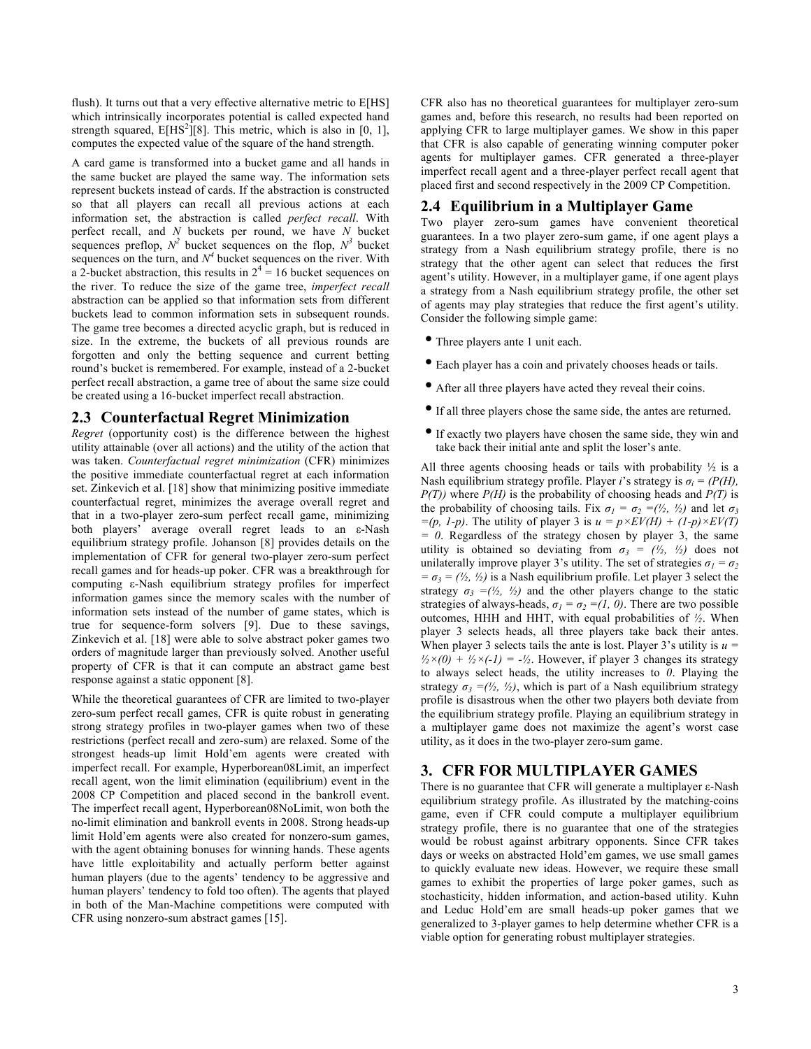flush). It turns out that a very effective alternative metric to E[HS] which intrinsically incorporates potential is called expected hand strength squared, E[$HS^2$][8]. This metric, which is also in [0, 1], computes the expected value of the square of the hand strength.

A card game is transformed into a bucket game and all hands in the same bucket are played the same way. The information sets represent buckets instead of cards. If the abstraction is constructed so that all players can recall all previous actions at each information set, the abstraction is called *perfect recall*. With perfect recall, and $N$ buckets per round, we have $N$ bucket sequences preflop, $N^2$ bucket sequences on the flop, $N^3$ bucket sequences on the turn, and $N^4$ bucket sequences on the river. With a 2-bucket abstraction, this results in $2^4 = 16$ bucket sequences on the river. To reduce the size of the game tree, *imperfect recall* abstraction can be applied so that information sets from different buckets lead to common information sets in subsequent rounds. The game tree becomes a directed acyclic graph, but is reduced in size. In the extreme, the buckets of all previous rounds are forgotten and only the betting sequence and current betting round's bucket is remembered. For example, instead of a 2-bucket perfect recall abstraction, a game tree of about the same size could be created using a 16-bucket imperfect recall abstraction.

## 2.3 Counterfactual Regret Minimization

*Regret* (opportunity cost) is the difference between the highest utility attainable (over all actions) and the utility of the action that was taken. *Counterfactual regret minimization* (CFR) minimizes the positive immediate counterfactual regret at each information set. Zinkevich et al. [18] show that minimizing positive immediate counterfactual regret, minimizes the average overall regret and that in a two-player zero-sum perfect recall game, minimizing both players' average overall regret leads to an ε-Nash equilibrium strategy profile. Johanson [8] provides details on the implementation of CFR for general two-player zero-sum perfect recall games and for heads-up poker. CFR was a breakthrough for computing ε-Nash equilibrium strategy profiles for imperfect information games since the memory scales with the number of information sets instead of the number of game states, which is true for sequence-form solvers [9]. Due to these savings, Zinkevich et al. [18] were able to solve abstract poker games two orders of magnitude larger than previously solved. Another useful property of CFR is that it can compute an abstract game best response against a static opponent [8].

While the theoretical guarantees of CFR are limited to two-player zero-sum perfect recall games, CFR is quite robust in generating strong strategy profiles in two-player games when two of these restrictions (perfect recall and zero-sum) are relaxed. Some of the strongest heads-up limit Hold'em agents were created with imperfect recall. For example, Hyperborean08Limit, an imperfect recall agent, won the limit elimination (equilibrium) event in the 2008 CP Competition and placed second in the bankroll event. The imperfect recall agent, Hyperborean08NoLimit, won both the no-limit elimination and bankroll events in 2008. Strong heads-up limit Hold'em agents were also created for nonzero-sum games, with the agent obtaining bonuses for winning hands. These agents have little exploitability and actually perform better against human players (due to the agents' tendency to be aggressive and human players' tendency to fold too often). The agents that played in both of the Man-Machine competitions were computed with CFR using nonzero-sum abstract games [15].

CFR also has no theoretical guarantees for multiplayer zero-sum games and, before this research, no results had been reported on applying CFR to large multiplayer games. We show in this paper that CFR is also capable of generating winning computer poker agents for multiplayer games. CFR generated a three-player imperfect recall agent and a three-player perfect recall agent that placed first and second respectively in the 2009 CP Competition.

## 2.4 Equilibrium in a Multiplayer Game

Two player zero-sum games have convenient theoretical guarantees. In a two player zero-sum game, if one agent plays a strategy from a Nash equilibrium strategy profile, there is no strategy that the other agent can select that reduces the first agent's utility. However, in a multiplayer game, if one agent plays a strategy from a Nash equilibrium strategy profile, the other set of agents may play strategies that reduce the first agent's utility. Consider the following simple game:

- Three players ante 1 unit each.
- Each player has a coin and privately chooses heads or tails.
- After all three players have acted they reveal their coins.
- If all three players chose the same side, the antes are returned.
- If exactly two players have chosen the same side, they win and take back their initial ante and split the loser's ante.

All three agents choosing heads or tails with probability ½ is a Nash equilibrium strategy profile. Player $i$'s strategy is $\sigma_i = (P(H), P(T))$ where $P(H)$ is the probability of choosing heads and $P(T)$ is the probability of choosing tails. Fix $\sigma_1 = \sigma_2 = (½, ½)$ and let $\sigma_3 = (p, 1\text{-}p)$. The utility of player 3 is $u = p \times EV(H) + (1\text{-}p) \times EV(T) = 0$. Regardless of the strategy chosen by player 3, the same utility is obtained so deviating from $\sigma_3 = (½, ½)$ does not unilaterally improve player 3's utility. The set of strategies $\sigma_1 = \sigma_2 = \sigma_3 = (½, ½)$ is a Nash equilibrium profile. Let player 3 select the strategy $\sigma_3 = (½, ½)$ and the other players change to the static strategies of always-heads, $\sigma_1 = \sigma_2 = (1, 0)$. There are two possible outcomes, HHH and HHT, with equal probabilities of ½. When player 3 selects heads, all three players take back their antes. When player 3 selects tails the ante is lost. Player 3's utility is $u = ½ \times (0) + ½ \times (\text{-}1) = \text{-}½$. However, if player 3 changes its strategy to always select heads, the utility increases to $0$. Playing the strategy $\sigma_3 = (½, ½)$, which is part of a Nash equilibrium strategy profile is disastrous when the other two players both deviate from the equilibrium strategy profile. Playing an equilibrium strategy in a multiplayer game does not maximize the agent's worst case utility, as it does in the two-player zero-sum game.

# 3. CFR FOR MULTIPLAYER GAMES

There is no guarantee that CFR will generate a multiplayer ε-Nash equilibrium strategy profile. As illustrated by the matching-coins game, even if CFR could compute a multiplayer equilibrium strategy profile, there is no guarantee that one of the strategies would be robust against arbitrary opponents. Since CFR takes days or weeks on abstracted Hold'em games, we use small games to quickly evaluate new ideas. However, we require these small games to exhibit the properties of large poker games, such as stochasticity, hidden information, and action-based utility. Kuhn and Leduc Hold'em are small heads-up poker games that we generalized to 3-player games to help determine whether CFR is a viable option for generating robust multiplayer strategies.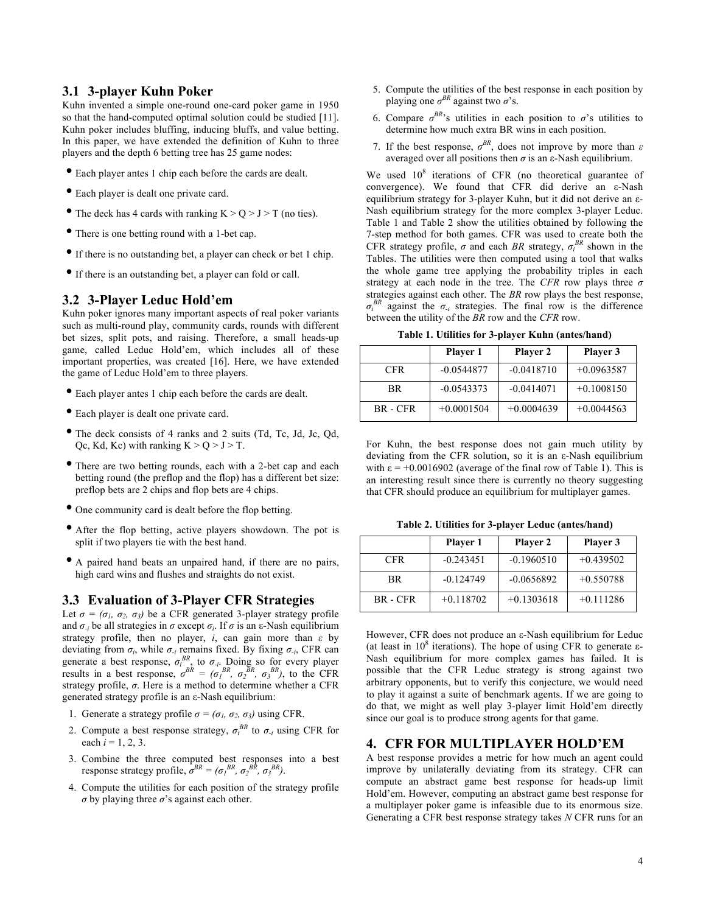## 3.1 3-player Kuhn Poker

Kuhn invented a simple one-round one-card poker game in 1950 so that the hand-computed optimal solution could be studied [11]. Kuhn poker includes bluffing, inducing bluffs, and value betting. In this paper, we have extended the definition of Kuhn to three players and the depth 6 betting tree has 25 game nodes:

- Each player antes 1 chip each before the cards are dealt.
- Each player is dealt one private card.
- The deck has 4 cards with ranking K > Q > J > T (no ties).
- There is one betting round with a 1-bet cap.
- If there is no outstanding bet, a player can check or bet 1 chip.
- If there is an outstanding bet, a player can fold or call.

## 3.2 3-Player Leduc Hold'em

Kuhn poker ignores many important aspects of real poker variants such as multi-round play, community cards, rounds with different bet sizes, split pots, and raising. Therefore, a small heads-up game, called Leduc Hold'em, which includes all of these important properties, was created [16]. Here, we have extended the game of Leduc Hold'em to three players.

- Each player antes 1 chip each before the cards are dealt.
- Each player is dealt one private card.
- The deck consists of 4 ranks and 2 suits (Td, Tc, Jd, Jc, Qd, Qc, Kd, Kc) with ranking K > Q > J > T.
- There are two betting rounds, each with a 2-bet cap and each betting round (the preflop and the flop) has a different bet size: preflop bets are 2 chips and flop bets are 4 chips.
- One community card is dealt before the flop betting.
- After the flop betting, active players showdown. The pot is split if two players tie with the best hand.
- A paired hand beats an unpaired hand, if there are no pairs, high card wins and flushes and straights do not exist.

## 3.3 Evaluation of 3-Player CFR Strategies

Let $\sigma = (\sigma_1, \sigma_2, \sigma_3)$ be a CFR generated 3-player strategy profile and $\sigma_{-i}$ be all strategies in $\sigma$ except $\sigma_i$. If $\sigma$ is an ε-Nash equilibrium strategy profile, then no player, $i$, can gain more than $\varepsilon$ by deviating from $\sigma_i$, while $\sigma_{-i}$ remains fixed. By fixing $\sigma_{-i}$, CFR can generate a best response, $\sigma_i^{BR}$, to $\sigma_{-i}$. Doing so for every player results in a best response, $\sigma^{BR} = (\sigma_1^{BR}, \sigma_2^{BR}, \sigma_3^{BR})$, to the CFR strategy profile, $\sigma$. Here is a method to determine whether a CFR generated strategy profile is an ε-Nash equilibrium:

1. Generate a strategy profile $\sigma = (\sigma_1, \sigma_2, \sigma_3)$ using CFR.
2. Compute a best response strategy, $\sigma_i^{BR}$ to $\sigma_{-i}$ using CFR for each $i$ = 1, 2, 3.
3. Combine the three computed best responses into a best response strategy profile, $\sigma^{BR} = (\sigma_1^{BR}, \sigma_2^{BR}, \sigma_3^{BR})$.
4. Compute the utilities for each position of the strategy profile $\sigma$ by playing three $\sigma$'s against each other.
5. Compute the utilities of the best response in each position by playing one $\sigma^{BR}$ against two $\sigma$'s.
6. Compare $\sigma^{BR}$'s utilities in each position to $\sigma$'s utilities to determine how much extra BR wins in each position.
7. If the best response, $\sigma^{BR}$, does not improve by more than $\varepsilon$ averaged over all positions then $\sigma$ is an ε-Nash equilibrium.

We used $10^8$ iterations of CFR (no theoretical guarantee of convergence). We found that CFR did derive an ε-Nash equilibrium strategy for 3-player Kuhn, but it did not derive an ε-Nash equilibrium strategy for the more complex 3-player Leduc. Table 1 and Table 2 show the utilities obtained by following the 7-step method for both games. CFR was used to create both the CFR strategy profile, $\sigma$ and each *BR* strategy, $\sigma_i^{BR}$ shown in the Tables. The utilities were then computed using a tool that walks the whole game tree applying the probability triples in each strategy at each node in the tree. The *CFR* row plays three $\sigma$ strategies against each other. The *BR* row plays the best response, $\sigma_i^{BR}$ against the $\sigma_{-i}$ strategies. The final row is the difference between the utility of the *BR* row and the *CFR* row.

**Table 1. Utilities for 3-player Kuhn (antes/hand)**

| | Player 1 | Player 2 | Player 3 |
|---|---|---|---|
| CFR | -0.0544877 | -0.0418710 | +0.0963587 |
| BR | -0.0543373 | -0.0414071 | +0.1008150 |
| BR - CFR | +0.0001504 | +0.0004639 | +0.0044563 |

For Kuhn, the best response does not gain much utility by deviating from the CFR solution, so it is an ε-Nash equilibrium with ε = +0.0016902 (average of the final row of Table 1). This is an interesting result since there is currently no theory suggesting that CFR should produce an equilibrium for multiplayer games.

**Table 2. Utilities for 3-player Leduc (antes/hand)**

| | Player 1 | Player 2 | Player 3 |
|---|---|---|---|
| CFR | -0.243451 | -0.1960510 | +0.439502 |
| BR | -0.124749 | -0.0656892 | +0.550788 |
| BR - CFR | +0.118702 | +0.1303618 | +0.111286 |

However, CFR does not produce an ε-Nash equilibrium for Leduc (at least in $10^8$ iterations). The hope of using CFR to generate ε-Nash equilibrium for more complex games has failed. It is possible that the CFR Leduc strategy is strong against two arbitrary opponents, but to verify this conjecture, we would need to play it against a suite of benchmark agents. If we are going to do that, we might as well play 3-player limit Hold'em directly since our goal is to produce strong agents for that game.

# 4. CFR FOR MULTIPLAYER HOLD'EM

A best response provides a metric for how much an agent could improve by unilaterally deviating from its strategy. CFR can compute an abstract game best response for heads-up limit Hold'em. However, computing an abstract game best response for a multiplayer poker game is infeasible due to its enormous size. Generating a CFR best response strategy takes $N$ CFR runs for an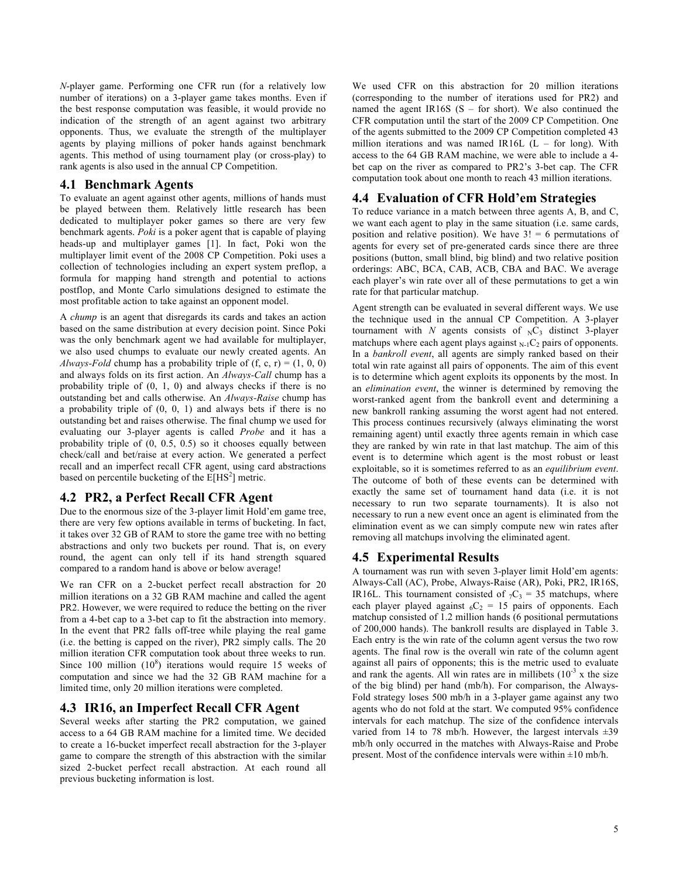*N*-player game. Performing one CFR run (for a relatively low number of iterations) on a 3-player game takes months. Even if the best response computation was feasible, it would provide no indication of the strength of an agent against two arbitrary opponents. Thus, we evaluate the strength of the multiplayer agents by playing millions of poker hands against benchmark agents. This method of using tournament play (or cross-play) to rank agents is also used in the annual CP Competition.

## 4.1 Benchmark Agents

To evaluate an agent against other agents, millions of hands must be played between them. Relatively little research has been dedicated to multiplayer poker games so there are very few benchmark agents. *Poki* is a poker agent that is capable of playing heads-up and multiplayer games [1]. In fact, Poki won the multiplayer limit event of the 2008 CP Competition. Poki uses a collection of technologies including an expert system preflop, a formula for mapping hand strength and potential to actions postflop, and Monte Carlo simulations designed to estimate the most profitable action to take against an opponent model.

A *chump* is an agent that disregards its cards and takes an action based on the same distribution at every decision point. Since Poki was the only benchmark agent we had available for multiplayer, we also used chumps to evaluate our newly created agents. An *Always-Fold* chump has a probability triple of (f, c, r) = (1, 0, 0) and always folds on its first action. An *Always-Call* chump has a probability triple of (0, 1, 0) and always checks if there is no outstanding bet and calls otherwise. An *Always-Raise* chump has a probability triple of (0, 0, 1) and always bets if there is no outstanding bet and raises otherwise. The final chump we used for evaluating our 3-player agents is called *Probe* and it has a probability triple of (0, 0.5, 0.5) so it chooses equally between check/call and bet/raise at every action. We generated a perfect recall and an imperfect recall CFR agent, using card abstractions based on percentile bucketing of the $E[HS^2]$ metric.

## 4.2 PR2, a Perfect Recall CFR Agent

Due to the enormous size of the 3-player limit Hold'em game tree, there are very few options available in terms of bucketing. In fact, it takes over 32 GB of RAM to store the game tree with no betting abstractions and only two buckets per round. That is, on every round, the agent can only tell if its hand strength squared compared to a random hand is above or below average!

We ran CFR on a 2-bucket perfect recall abstraction for 20 million iterations on a 32 GB RAM machine and called the agent PR2. However, we were required to reduce the betting on the river from a 4-bet cap to a 3-bet cap to fit the abstraction into memory. In the event that PR2 falls off-tree while playing the real game (i.e. the betting is capped on the river), PR2 simply calls. The 20 million iteration CFR computation took about three weeks to run. Since 100 million ($10^8$) iterations would require 15 weeks of computation and since we had the 32 GB RAM machine for a limited time, only 20 million iterations were completed.

## 4.3 IR16, an Imperfect Recall CFR Agent

Several weeks after starting the PR2 computation, we gained access to a 64 GB RAM machine for a limited time. We decided to create a 16-bucket imperfect recall abstraction for the 3-player game to compare the strength of this abstraction with the similar sized 2-bucket perfect recall abstraction. At each round all previous bucketing information is lost.

We used CFR on this abstraction for 20 million iterations (corresponding to the number of iterations used for PR2) and named the agent IR16S (S – for short). We also continued the CFR computation until the start of the 2009 CP Competition. One of the agents submitted to the 2009 CP Competition completed 43 million iterations and was named IR16L (L – for long). With access to the 64 GB RAM machine, we were able to include a 4-bet cap on the river as compared to PR2's 3-bet cap. The CFR computation took about one month to reach 43 million iterations.

## 4.4 Evaluation of CFR Hold'em Strategies

To reduce variance in a match between three agents A, B, and C, we want each agent to play in the same situation (i.e. same cards, position and relative position). We have 3! = 6 permutations of agents for every set of pre-generated cards since there are three positions (button, small blind, big blind) and two relative position orderings: ABC, BCA, CAB, ACB, CBA and BAC. We average each player's win rate over all of these permutations to get a win rate for that particular matchup.

Agent strength can be evaluated in several different ways. We use the technique used in the annual CP Competition. A 3-player tournament with $N$ agents consists of ${}_{N}C_{3}$ distinct 3-player matchups where each agent plays against ${}_{N-1}C_{2}$ pairs of opponents. In a *bankroll event*, all agents are simply ranked based on their total win rate against all pairs of opponents. The aim of this event is to determine which agent exploits its opponents by the most. In an *elimination event*, the winner is determined by removing the worst-ranked agent from the bankroll event and determining a new bankroll ranking assuming the worst agent had not entered. This process continues recursively (always eliminating the worst remaining agent) until exactly three agents remain in which case they are ranked by win rate in that last matchup. The aim of this event is to determine which agent is the most robust or least exploitable, so it is sometimes referred to as an *equilibrium event*. The outcome of both of these events can be determined with exactly the same set of tournament hand data (i.e. it is not necessary to run two separate tournaments). It is also not necessary to run a new event once an agent is eliminated from the elimination event as we can simply compute new win rates after removing all matchups involving the eliminated agent.

## 4.5 Experimental Results

A tournament was run with seven 3-player limit Hold'em agents: Always-Call (AC), Probe, Always-Raise (AR), Poki, PR2, IR16S, IR16L. This tournament consisted of ${}_{7}C_{3}$ = 35 matchups, where each player played against ${}_{6}C_{2}$ = 15 pairs of opponents. Each matchup consisted of 1.2 million hands (6 positional permutations of 200,000 hands). The bankroll results are displayed in Table 3. Each entry is the win rate of the column agent versus the two row agents. The final row is the overall win rate of the column agent against all pairs of opponents; this is the metric used to evaluate and rank the agents. All win rates are in millibets ($10^{-3}$ x the size of the big blind) per hand (mb/h). For comparison, the Always-Fold strategy loses 500 mb/h in a 3-player game against any two agents who do not fold at the start. We computed 95% confidence intervals for each matchup. The size of the confidence intervals varied from 14 to 78 mb/h. However, the largest intervals ±39 mb/h only occurred in the matches with Always-Raise and Probe present. Most of the confidence intervals were within ±10 mb/h.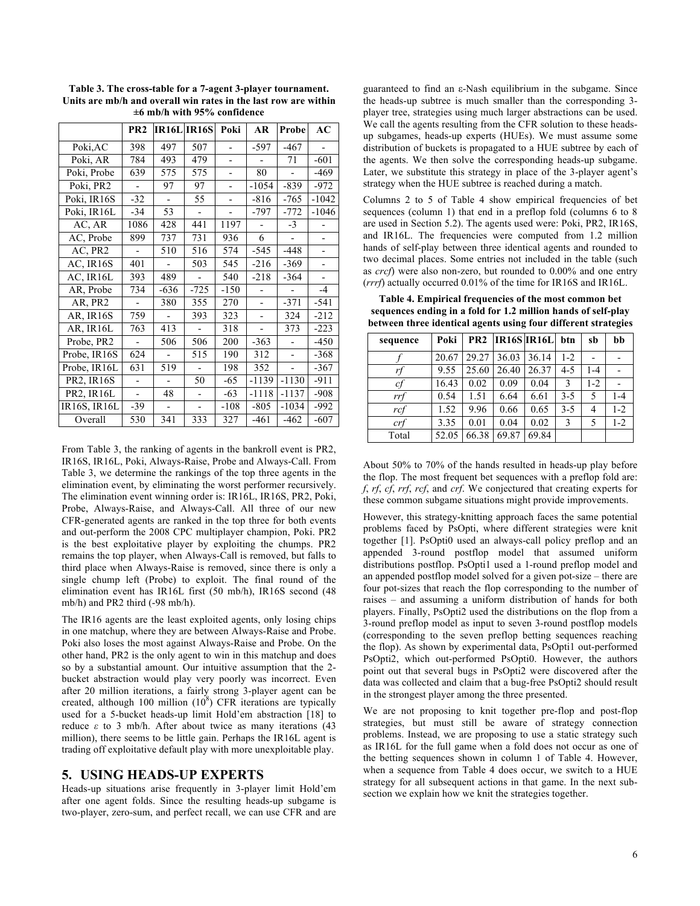**Table 3. The cross-table for a 7-agent 3-player tournament. Units are mb/h and overall win rates in the last row are within ±6 mb/h with 95% confidence**

| | PR2 | IR16L | IR16S | Poki | AR | Probe | AC |
|---|---|---|---|---|---|---|---|
| Poki,AC | 398 | 497 | 507 | - | -597 | -467 | - |
| Poki, AR | 784 | 493 | 479 | - | - | 71 | -601 |
| Poki, Probe | 639 | 575 | 575 | - | 80 | - | -469 |
| Poki, PR2 | - | 97 | 97 | - | -1054 | -839 | -972 |
| Poki, IR16S | -32 | - | 55 | - | -816 | -765 | -1042 |
| Poki, IR16L | -34 | 53 | - | - | -797 | -772 | -1046 |
| AC, AR | 1086 | 428 | 441 | 1197 | - | -3 | - |
| AC, Probe | 899 | 737 | 731 | 936 | 6 | - | - |
| AC, PR2 | - | 510 | 516 | 574 | -545 | -448 | - |
| AC, IR16S | 401 | - | 503 | 545 | -216 | -369 | - |
| AC, IR16L | 393 | 489 | - | 540 | -218 | -364 | - |
| AR, Probe | 734 | -636 | -725 | -150 | - | - | -4 |
| AR, PR2 | - | 380 | 355 | 270 | - | -371 | -541 |
| AR, IR16S | 759 | - | 393 | 323 | - | 324 | -212 |
| AR, IR16L | 763 | 413 | - | 318 | - | 373 | -223 |
| Probe, PR2 | - | 506 | 506 | 200 | -363 | - | -450 |
| Probe, IR16S | 624 | - | 515 | 190 | 312 | - | -368 |
| Probe, IR16L | 631 | 519 | - | 198 | 352 | - | -367 |
| PR2, IR16S | - | - | 50 | -65 | -1139 | -1130 | -911 |
| PR2, IR16L | - | 48 | - | -63 | -1118 | -1137 | -908 |
| IR16S, IR16L | -39 | - | - | -108 | -805 | -1034 | -992 |
| Overall | 530 | 341 | 333 | 327 | -461 | -462 | -607 |

From Table 3, the ranking of agents in the bankroll event is PR2, IR16S, IR16L, Poki, Always-Raise, Probe and Always-Call. From Table 3, we determine the rankings of the top three agents in the elimination event, by eliminating the worst performer recursively. The elimination event winning order is: IR16L, IR16S, PR2, Poki, Probe, Always-Raise, and Always-Call. All three of our new CFR-generated agents are ranked in the top three for both events and out-perform the 2008 CPC multiplayer champion, Poki. PR2 is the best exploitative player by exploiting the chumps. PR2 remains the top player, when Always-Call is removed, but falls to third place when Always-Raise is removed, since there is only a single chump left (Probe) to exploit. The final round of the elimination event has IR16L first (50 mb/h), IR16S second (48 mb/h) and PR2 third (-98 mb/h).

The IR16 agents are the least exploited agents, only losing chips in one matchup, where they are between Always-Raise and Probe. Poki also loses the most against Always-Raise and Probe. On the other hand, PR2 is the only agent to win in this matchup and does so by a substantial amount. Our intuitive assumption that the 2-bucket abstraction would play very poorly was incorrect. Even after 20 million iterations, a fairly strong 3-player agent can be created, although 100 million ($10^8$) CFR iterations are typically used for a 5-bucket heads-up limit Hold'em abstraction [18] to reduce $\varepsilon$ to 3 mb/h. After about twice as many iterations (43 million), there seems to be little gain. Perhaps the IR16L agent is trading off exploitative default play with more unexploitable play.

## 5. USING HEADS-UP EXPERTS

Heads-up situations arise frequently in 3-player limit Hold'em after one agent folds. Since the resulting heads-up subgame is two-player, zero-sum, and perfect recall, we can use CFR and are guaranteed to find an ε-Nash equilibrium in the subgame. Since the heads-up subtree is much smaller than the corresponding 3-player tree, strategies using much larger abstractions can be used. We call the agents resulting from the CFR solution to these heads-up subgames, heads-up experts (HUEs). We must assume some distribution of buckets is propagated to a HUE subtree by each of the agents. We then solve the corresponding heads-up subgame. Later, we substitute this strategy in place of the 3-player agent's strategy when the HUE subtree is reached during a match.

Columns 2 to 5 of Table 4 show empirical frequencies of bet sequences (column 1) that end in a preflop fold (columns 6 to 8 are used in Section 5.2). The agents used were: Poki, PR2, IR16S, and IR16L. The frequencies were computed from 1.2 million hands of self-play between three identical agents and rounded to two decimal places. Some entries not included in the table (such as *crcf*) were also non-zero, but rounded to 0.00% and one entry (*rrrf*) actually occurred 0.01% of the time for IR16S and IR16L.

**Table 4. Empirical frequencies of the most common bet sequences ending in a fold for 1.2 million hands of self-play between three identical agents using four different strategies**

| sequence | Poki | PR2 | IR16S | IR16L | btn | sb | bb |
|---|---|---|---|---|---|---|---|
| *f* | 20.67 | 29.27 | 36.03 | 36.14 | 1-2 | - | - |
| *rf* | 9.55 | 25.60 | 26.40 | 26.37 | 4-5 | 1-4 | - |
| *cf* | 16.43 | 0.02 | 0.09 | 0.04 | 3 | 1-2 | - |
| *rrf* | 0.54 | 1.51 | 6.64 | 6.61 | 3-5 | 5 | 1-4 |
| *rcf* | 1.52 | 9.96 | 0.66 | 0.65 | 3-5 | 4 | 1-2 |
| *crf* | 3.35 | 0.01 | 0.04 | 0.02 | 3 | 5 | 1-2 |
| Total | 52.05 | 66.38 | 69.87 | 69.84 | | | |

About 50% to 70% of the hands resulted in heads-up play before the flop. The most frequent bet sequences with a preflop fold are: *f*, *rf*, *cf*, *rrf*, *rcf*, and *crf*. We conjectured that creating experts for these common subgame situations might provide improvements.

However, this strategy-knitting approach faces the same potential problems faced by PsOpti, where different strategies were knit together [1]. PsOpti0 used an always-call policy preflop and an appended 3-round postflop model that assumed uniform distributions postflop. PsOpti1 used a 1-round preflop model and an appended postflop model solved for a given pot-size – there are four pot-sizes that reach the flop corresponding to the number of raises – and assuming a uniform distribution of hands for both players. Finally, PsOpti2 used the distributions on the flop from a 3-round preflop model as input to seven 3-round postflop models (corresponding to the seven preflop betting sequences reaching the flop). As shown by experimental data, PsOpti1 out-performed PsOpti2, which out-performed PsOpti0. However, the authors point out that several bugs in PsOpti2 were discovered after the data was collected and claim that a bug-free PsOpti2 should result in the strongest player among the three presented.

We are not proposing to knit together pre-flop and post-flop strategies, but must still be aware of strategy connection problems. Instead, we are proposing to use a static strategy such as IR16L for the full game when a fold does not occur as one of the betting sequences shown in column 1 of Table 4. However, when a sequence from Table 4 does occur, we switch to a HUE strategy for all subsequent actions in that game. In the next sub-section we explain how we knit the strategies together.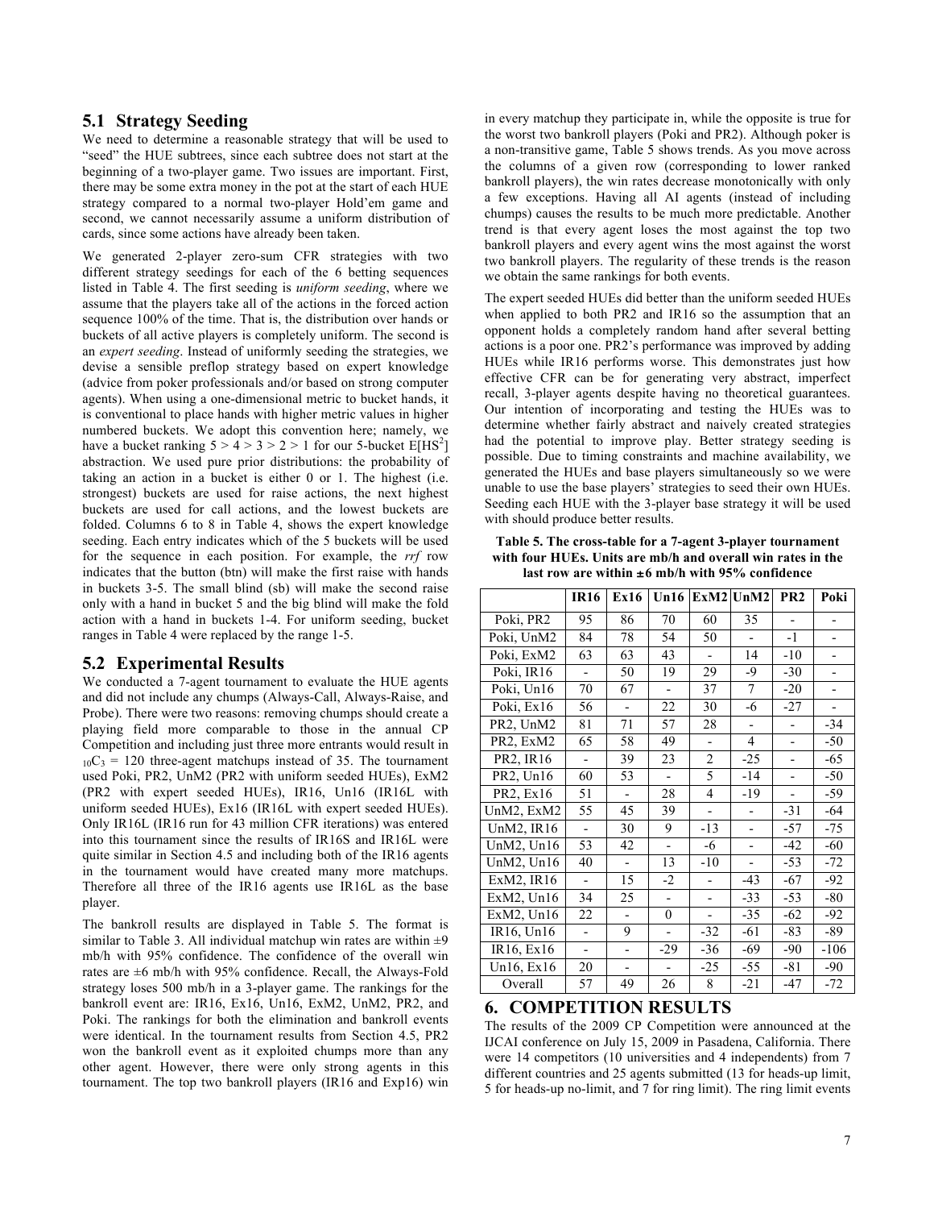## 5.1 Strategy Seeding

We need to determine a reasonable strategy that will be used to "seed" the HUE subtrees, since each subtree does not start at the beginning of a two-player game. Two issues are important. First, there may be some extra money in the pot at the start of each HUE strategy compared to a normal two-player Hold'em game and second, we cannot necessarily assume a uniform distribution of cards, since some actions have already been taken.

We generated 2-player zero-sum CFR strategies with two different strategy seedings for each of the 6 betting sequences listed in Table 4. The first seeding is *uniform seeding*, where we assume that the players take all of the actions in the forced action sequence 100% of the time. That is, the distribution over hands or buckets of all active players is completely uniform. The second is an *expert seeding*. Instead of uniformly seeding the strategies, we devise a sensible preflop strategy based on expert knowledge (advice from poker professionals and/or based on strong computer agents). When using a one-dimensional metric to bucket hands, it is conventional to place hands with higher metric values in higher numbered buckets. We adopt this convention here; namely, we have a bucket ranking 5 > 4 > 3 > 2 > 1 for our 5-bucket $E[HS^2]$ abstraction. We used pure prior distributions: the probability of taking an action in a bucket is either 0 or 1. The highest (i.e. strongest) buckets are used for raise actions, the next highest buckets are used for call actions, and the lowest buckets are folded. Columns 6 to 8 in Table 4, shows the expert knowledge seeding. Each entry indicates which of the 5 buckets will be used for the sequence in each position. For example, the *rrf* row indicates that the button (btn) will make the first raise with hands in buckets 3-5. The small blind (sb) will make the second raise only with a hand in bucket 5 and the big blind will make the fold action with a hand in buckets 1-4. For uniform seeding, bucket ranges in Table 4 were replaced by the range 1-5.

## 5.2 Experimental Results

We conducted a 7-agent tournament to evaluate the HUE agents and did not include any chumps (Always-Call, Always-Raise, and Probe). There were two reasons: removing chumps should create a playing field more comparable to those in the annual CP Competition and including just three more entrants would result in $_{10}C_3$ = 120 three-agent matchups instead of 35. The tournament used Poki, PR2, UnM2 (PR2 with uniform seeded HUEs), ExM2 (PR2 with expert seeded HUEs), IR16, Un16 (IR16L with uniform seeded HUEs), Ex16 (IR16L with expert seeded HUEs). Only IR16L (IR16 run for 43 million CFR iterations) was entered into this tournament since the results of IR16S and IR16L were quite similar in Section 4.5 and including both of the IR16 agents in the tournament would have created many more matchups. Therefore all three of the IR16 agents use IR16L as the base player.

The bankroll results are displayed in Table 5. The format is similar to Table 3. All individual matchup win rates are within ±9 mb/h with 95% confidence. The confidence of the overall win rates are ±6 mb/h with 95% confidence. Recall, the Always-Fold strategy loses 500 mb/h in a 3-player game. The rankings for the bankroll event are: IR16, Ex16, Un16, ExM2, UnM2, PR2, and Poki. The rankings for both the elimination and bankroll events were identical. In the tournament results from Section 4.5, PR2 won the bankroll event as it exploited chumps more than any other agent. However, there were only strong agents in this tournament. The top two bankroll players (IR16 and Exp16) win in every matchup they participate in, while the opposite is true for the worst two bankroll players (Poki and PR2). Although poker is a non-transitive game, Table 5 shows trends. As you move across the columns of a given row (corresponding to lower ranked bankroll players), the win rates decrease monotonically with only a few exceptions. Having all AI agents (instead of including chumps) causes the results to be much more predictable. Another trend is that every agent loses the most against the top two bankroll players and every agent wins the most against the worst two bankroll players. The regularity of these trends is the reason we obtain the same rankings for both events.

The expert seeded HUEs did better than the uniform seeded HUEs when applied to both PR2 and IR16 so the assumption that an opponent holds a completely random hand after several betting actions is a poor one. PR2's performance was improved by adding HUEs while IR16 performs worse. This demonstrates just how effective CFR can be for generating very abstract, imperfect recall, 3-player agents despite having no theoretical guarantees. Our intention of incorporating and testing the HUEs was to determine whether fairly abstract and naively created strategies had the potential to improve play. Better strategy seeding is possible. Due to timing constraints and machine availability, we generated the HUEs and base players simultaneously so we were unable to use the base players' strategies to seed their own HUEs. Seeding each HUE with the 3-player base strategy it will be used with should produce better results.

**Table 5. The cross-table for a 7-agent 3-player tournament with four HUEs. Units are mb/h and overall win rates in the last row are within ±6 mb/h with 95% confidence**

| | IR16 | Ex16 | Un16 | ExM2 | UnM2 | PR2 | Poki |
|---|---|---|---|---|---|---|---|
| Poki, PR2 | 95 | 86 | 70 | 60 | 35 | - | - |
| Poki, UnM2 | 84 | 78 | 54 | 50 | - | -1 | - |
| Poki, ExM2 | 63 | 63 | 43 | - | 14 | -10 | - |
| Poki, IR16 | - | 50 | 19 | 29 | -9 | -30 | - |
| Poki, Un16 | 70 | 67 | - | 37 | 7 | -20 | - |
| Poki, Ex16 | 56 | - | 22 | 30 | -6 | -27 | - |
| PR2, UnM2 | 81 | 71 | 57 | 28 | - | - | -34 |
| PR2, ExM2 | 65 | 58 | 49 | - | 4 | - | -50 |
| PR2, IR16 | - | 39 | 23 | 2 | -25 | - | -65 |
| PR2, Un16 | 60 | 53 | - | 5 | -14 | - | -50 |
| PR2, Ex16 | 51 | - | 28 | 4 | -19 | - | -59 |
| UnM2, ExM2 | 55 | 45 | 39 | - | - | -31 | -64 |
| UnM2, IR16 | - | 30 | 9 | -13 | - | -57 | -75 |
| UnM2, Un16 | 53 | 42 | - | -6 | - | -42 | -60 |
| UnM2, Un16 | 40 | - | 13 | -10 | - | -53 | -72 |
| ExM2, IR16 | - | 15 | -2 | - | -43 | -67 | -92 |
| ExM2, Un16 | 34 | 25 | - | - | -33 | -53 | -80 |
| ExM2, Un16 | 22 | - | 0 | - | -35 | -62 | -92 |
| IR16, Un16 | - | 9 | - | -32 | -61 | -83 | -89 |
| IR16, Ex16 | - | - | -29 | -36 | -69 | -90 | -106 |
| Un16, Ex16 | 20 | - | - | -25 | -55 | -81 | -90 |
| Overall | 57 | 49 | 26 | 8 | -21 | -47 | -72 |

# 6. COMPETITION RESULTS

The results of the 2009 CP Competition were announced at the IJCAI conference on July 15, 2009 in Pasadena, California. There were 14 competitors (10 universities and 4 independents) from 7 different countries and 25 agents submitted (13 for heads-up limit, 5 for heads-up no-limit, and 7 for ring limit). The ring limit events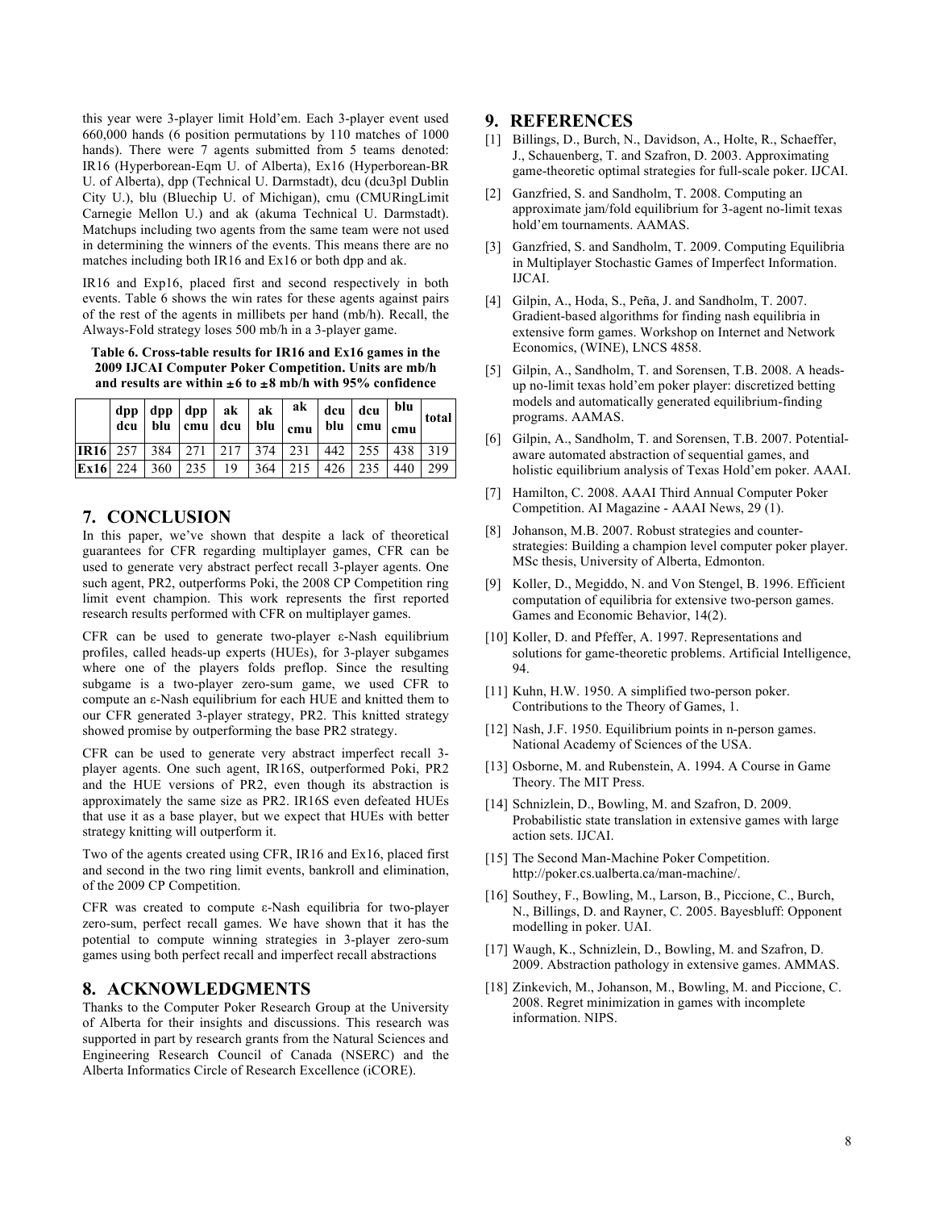this year were 3-player limit Hold'em. Each 3-player event used 660,000 hands (6 position permutations by 110 matches of 1000 hands). There were 7 agents submitted from 5 teams denoted: IR16 (Hyperborean-Eqm U. of Alberta), Ex16 (Hyperborean-BR U. of Alberta), dpp (Technical U. Darmstadt), dcu (dcu3pl Dublin City U.), blu (Bluechip U. of Michigan), cmu (CMURingLimit Carnegie Mellon U.) and ak (akuma Technical U. Darmstadt). Matchups including two agents from the same team were not used in determining the winners of the events. This means there are no matches including both IR16 and Ex16 or both dpp and ak.

IR16 and Exp16, placed first and second respectively in both events. Table 6 shows the win rates for these agents against pairs of the rest of the agents in millibets per hand (mb/h). Recall, the Always-Fold strategy loses 500 mb/h in a 3-player game.

**Table 6. Cross-table results for IR16 and Ex16 games in the 2009 IJCAI Computer Poker Competition. Units are mb/h and results are within ±6 to ±8 mb/h with 95% confidence**

| | dpp dcu | dpp blu | dpp cmu | ak dcu | ak blu | ak cmu | dcu blu | dcu cmu | blu cmu | total |
|---|---|---|---|---|---|---|---|---|---|---|
| **IR16** | 257 | 384 | 271 | 217 | 374 | 231 | 442 | 255 | 438 | 319 |
| **Ex16** | 224 | 360 | 235 | 19 | 364 | 215 | 426 | 235 | 440 | 299 |

# 7. CONCLUSION

In this paper, we've shown that despite a lack of theoretical guarantees for CFR regarding multiplayer games, CFR can be used to generate very abstract perfect recall 3-player agents. One such agent, PR2, outperforms Poki, the 2008 CP Competition ring limit event champion. This work represents the first reported research results performed with CFR on multiplayer games.

CFR can be used to generate two-player ε-Nash equilibrium profiles, called heads-up experts (HUEs), for 3-player subgames where one of the players folds preflop. Since the resulting subgame is a two-player zero-sum game, we used CFR to compute an ε-Nash equilibrium for each HUE and knitted them to our CFR generated 3-player strategy, PR2. This knitted strategy showed promise by outperforming the base PR2 strategy.

CFR can be used to generate very abstract imperfect recall 3-player agents. One such agent, IR16S, outperformed Poki, PR2 and the HUE versions of PR2, even though its abstraction is approximately the same size as PR2. IR16S even defeated HUEs that use it as a base player, but we expect that HUEs with better strategy knitting will outperform it.

Two of the agents created using CFR, IR16 and Ex16, placed first and second in the two ring limit events, bankroll and elimination, of the 2009 CP Competition.

CFR was created to compute ε-Nash equilibria for two-player zero-sum, perfect recall games. We have shown that it has the potential to compute winning strategies in 3-player zero-sum games using both perfect recall and imperfect recall abstractions

# 8. ACKNOWLEDGMENTS

Thanks to the Computer Poker Research Group at the University of Alberta for their insights and discussions. This research was supported in part by research grants from the Natural Sciences and Engineering Research Council of Canada (NSERC) and the Alberta Informatics Circle of Research Excellence (iCORE).

# 9. REFERENCES

[1] Billings, D., Burch, N., Davidson, A., Holte, R., Schaeffer, J., Schauenberg, T. and Szafron, D. 2003. Approximating game-theoretic optimal strategies for full-scale poker. IJCAI.

[2] Ganzfried, S. and Sandholm, T. 2008. Computing an approximate jam/fold equilibrium for 3-agent no-limit texas hold'em tournaments. AAMAS.

[3] Ganzfried, S. and Sandholm, T. 2009. Computing Equilibria in Multiplayer Stochastic Games of Imperfect Information. IJCAI.

[4] Gilpin, A., Hoda, S., Peña, J. and Sandholm, T. 2007. Gradient-based algorithms for finding nash equilibria in extensive form games. Workshop on Internet and Network Economics, (WINE), LNCS 4858.

[5] Gilpin, A., Sandholm, T. and Sorensen, T.B. 2008. A heads-up no-limit texas hold'em poker player: discretized betting models and automatically generated equilibrium-finding programs. AAMAS.

[6] Gilpin, A., Sandholm, T. and Sorensen, T.B. 2007. Potential-aware automated abstraction of sequential games, and holistic equilibrium analysis of Texas Hold'em poker. AAAI.

[7] Hamilton, C. 2008. AAAI Third Annual Computer Poker Competition. AI Magazine - AAAI News, 29 (1).

[8] Johanson, M.B. 2007. Robust strategies and counter-strategies: Building a champion level computer poker player. MSc thesis, University of Alberta, Edmonton.

[9] Koller, D., Megiddo, N. and Von Stengel, B. 1996. Efficient computation of equilibria for extensive two-person games. Games and Economic Behavior, 14(2).

[10] Koller, D. and Pfeffer, A. 1997. Representations and solutions for game-theoretic problems. Artificial Intelligence, 94.

[11] Kuhn, H.W. 1950. A simplified two-person poker. Contributions to the Theory of Games, 1.

[12] Nash, J.F. 1950. Equilibrium points in n-person games. National Academy of Sciences of the USA.

[13] Osborne, M. and Rubenstein, A. 1994. A Course in Game Theory. The MIT Press.

[14] Schnizlein, D., Bowling, M. and Szafron, D. 2009. Probabilistic state translation in extensive games with large action sets. IJCAI.

[15] The Second Man-Machine Poker Competition. http://poker.cs.ualberta.ca/man-machine/.

[16] Southey, F., Bowling, M., Larson, B., Piccione, C., Burch, N., Billings, D. and Rayner, C. 2005. Bayesbluff: Opponent modelling in poker. UAI.

[17] Waugh, K., Schnizlein, D., Bowling, M. and Szafron, D. 2009. Abstraction pathology in extensive games. AMMAS.

[18] Zinkevich, M., Johanson, M., Bowling, M. and Piccione, C. 2008. Regret minimization in games with incomplete information. NIPS.